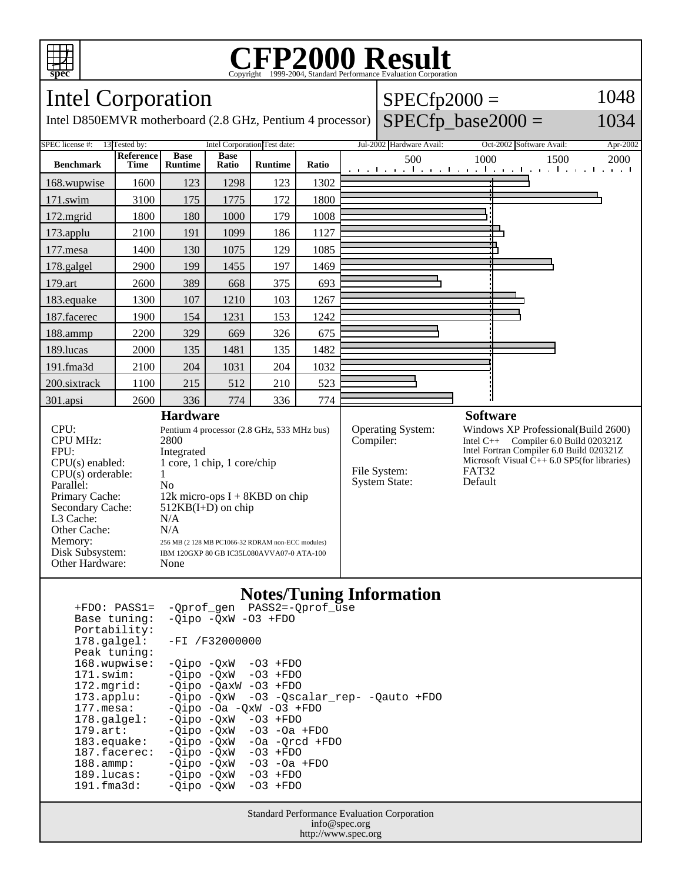# CFP2000 Result

Copyright 1999-2004, Standard Performance Evaluation Corporation

## Intel Corporation

Intel D850EMVR motherboard (2.8 GHz, Pentium 4 processor)

SPECfp2000 = 1048

SPECfp_base2000 = 1034

SPEC license #: 13 | Tested by: Intel Corporation | Test date: Jul-2002 | Hardware Avail: Oct-2002 | Software Avail: Apr-2002

| Benchmark | Reference Time | Base Runtime | Base Ratio | Runtime | Ratio |
|---|---|---|---|---|---|
| 168.wupwise | 1600 | 123 | 1298 | 123 | 1302 |
| 171.swim | 3100 | 175 | 1775 | 172 | 1800 |
| 172.mgrid | 1800 | 180 | 1000 | 179 | 1008 |
| 173.applu | 2100 | 191 | 1099 | 186 | 1127 |
| 177.mesa | 1400 | 130 | 1075 | 129 | 1085 |
| 178.galgel | 2900 | 199 | 1455 | 197 | 1469 |
| 179.art | 2600 | 389 | 668 | 375 | 693 |
| 183.equake | 1300 | 107 | 1210 | 103 | 1267 |
| 187.facerec | 1900 | 154 | 1231 | 153 | 1242 |
| 188.ammp | 2200 | 329 | 669 | 326 | 675 |
| 189.lucas | 2000 | 135 | 1481 | 135 | 1482 |
| 191.fma3d | 2100 | 204 | 1031 | 204 | 1032 |
| 200.sixtrack | 1100 | 215 | 512 | 210 | 523 |
| 301.apsi | 2600 | 336 | 774 | 336 | 774 |

### Hardware

| | |
|---|---|
| CPU: | Pentium 4 processor (2.8 GHz, 533 MHz bus) |
| CPU MHz: | 2800 |
| FPU: | Integrated |
| CPU(s) enabled: | 1 core, 1 chip, 1 core/chip |
| CPU(s) orderable: | 1 |
| Parallel: | No |
| Primary Cache: | 12k micro-ops I + 8KBD on chip |
| Secondary Cache: | 512KB(I+D) on chip |
| L3 Cache: | N/A |
| Other Cache: | N/A |
| Memory: | 256 MB (2 128 MB PC1066-32 RDRAM non-ECC modules) |
| Disk Subsystem: | IBM 120GXP 80 GB IC35L080AVVA07-0 ATA-100 |
| Other Hardware: | None |

### Software

| | |
|---|---|
| Operating System: | Windows XP Professional(Build 2600) |
| Compiler: | Intel C++ Compiler 6.0 Build 020321Z<br>Intel Fortran Compiler 6.0 Build 020321Z<br>Microsoft Visual C++ 6.0 SP5(for libraries) |
| File System: | FAT32 |
| System State: | Default |

### Notes/Tuning Information

```
+FDO: PASS1=   -Qprof_gen  PASS2=-Qprof_use
Base tuning:   -Qipo -QxW -O3 +FDO
Portability:
178.galgel:    -FI /F32000000
Peak tuning:
168.wupwise:   -Qipo -QxW  -O3 +FDO
171.swim:      -Qipo -QxW  -O3 +FDO
172.mgrid:     -Qipo -QaxW -O3 +FDO
173.applu:     -Qipo -QxW  -O3 -Qscalar_rep- -Qauto +FDO
177.mesa:      -Qipo -Oa -QxW -O3 +FDO
178.galgel:    -Qipo -QxW  -O3 +FDO
179.art:       -Qipo -QxW  -O3 -Oa +FDO
183.equake:    -Qipo -QxW  -Oa -Qrcd +FDO
187.facerec:   -Qipo -QxW  -O3 +FDO
188.ammp:      -Qipo -QxW  -O3 -Oa +FDO
189.lucas:     -Qipo -QxW  -O3 +FDO
191.fma3d:     -Qipo -QxW  -O3 +FDO
```

Standard Performance Evaluation Corporation
info@spec.org
http://www.spec.org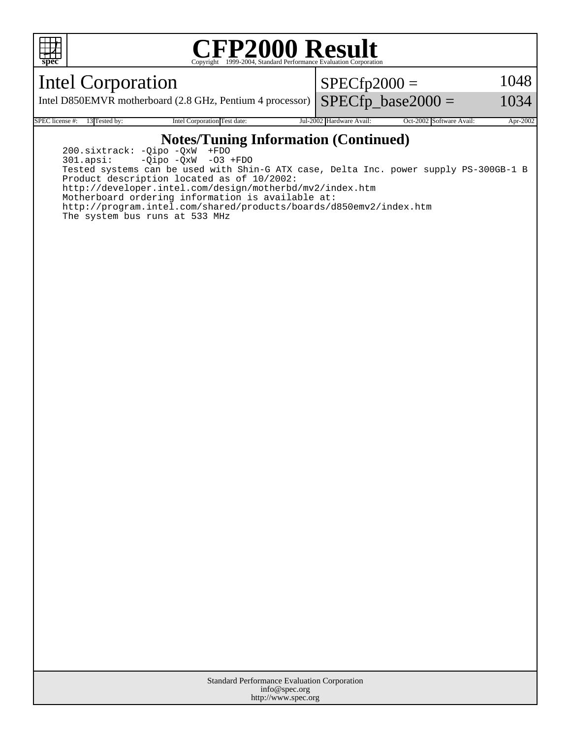# CFP2000 Result

Copyright 1999-2004, Standard Performance Evaluation Corporation

## Intel Corporation

Intel D850EMVR motherboard (2.8 GHz, Pentium 4 processor)

SPECfp2000 = 1048

SPECfp_base2000 = 1034

| SPEC license #: | 13 | Tested by: | Intel Corporation | Test date: | Jul-2002 | Hardware Avail: | Oct-2002 | Software Avail: | Apr-2002 |
|---|---|---|---|---|---|---|---|---|---|

### Notes/Tuning Information (Continued)

```
200.sixtrack: -Qipo -QxW  +FDO
301.apsi:     -Qipo -QxW  -O3 +FDO
Tested systems can be used with Shin-G ATX case, Delta Inc. power supply PS-300GB-1 B
Product description located as of 10/2002:
http://developer.intel.com/design/motherbd/mv2/index.htm
Motherboard ordering information is available at:
http://program.intel.com/shared/products/boards/d850emv2/index.htm
The system bus runs at 533 MHz
```

Standard Performance Evaluation Corporation
info@spec.org
http://www.spec.org